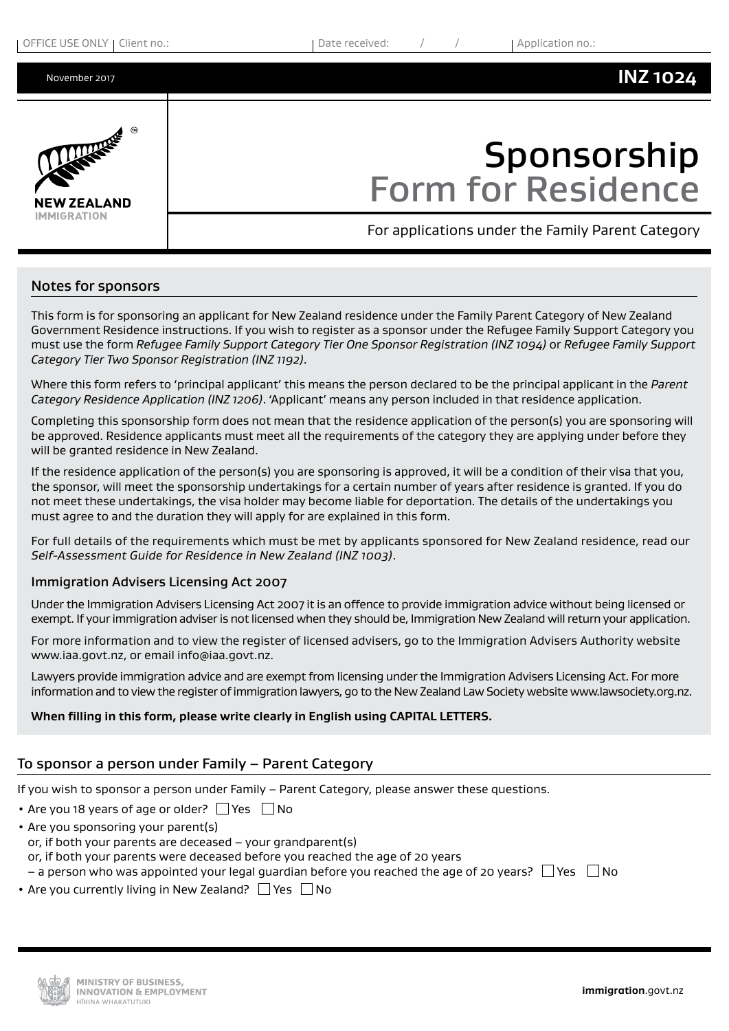OFFICE USE ONLY | Client no.: | Date received: / / | Application no.:

November 2017

**INZ 1024**

NEW ZEALAND IMMIGRATION

# Sponsorship Form for Residence

For applications under the Family Parent Category

## Notes for sponsors

This form is for sponsoring an applicant for New Zealand residence under the Family Parent Category of New Zealand Government Residence instructions. If you wish to register as a sponsor under the Refugee Family Support Category you must use the form *Refugee Family Support Category Tier One Sponsor Registration (INZ 1094)* or *Refugee Family Support Category Tier Two Sponsor Registration (INZ 1192)*.

Where this form refers to 'principal applicant' this means the person declared to be the principal applicant in the *Parent Category Residence Application (INZ 1206)*. 'Applicant' means any person included in that residence application.

Completing this sponsorship form does not mean that the residence application of the person(s) you are sponsoring will be approved. Residence applicants must meet all the requirements of the category they are applying under before they will be granted residence in New Zealand.

If the residence application of the person(s) you are sponsoring is approved, it will be a condition of their visa that you, the sponsor, will meet the sponsorship undertakings for a certain number of years after residence is granted. If you do not meet these undertakings, the visa holder may become liable for deportation. The details of the undertakings you must agree to and the duration they will apply for are explained in this form.

For full details of the requirements which must be met by applicants sponsored for New Zealand residence, read our *Self-Assessment Guide for Residence in New Zealand (INZ 1003)*.

### Immigration Advisers Licensing Act 2007

Under the Immigration Advisers Licensing Act 2007 it is an offence to provide immigration advice without being licensed or exempt. If your immigration adviser is not licensed when they should be, Immigration New Zealand will return your application.

For more information and to view the register of licensed advisers, go to the Immigration Advisers Authority website www.iaa.govt.nz, or email info@iaa.govt.nz.

Lawyers provide immigration advice and are exempt from licensing under the Immigration Advisers Licensing Act. For more information and to view the register of immigration lawyers, go to the New Zealand Law Society website www.lawsociety.org.nz.

**When filling in this form, please write clearly in English using CAPITAL LETTERS.**

## To sponsor a person under Family – Parent Category

If you wish to sponsor a person under Family – Parent Category, please answer these questions.

- Are you 18 years of age or older? ☐ Yes ☐ No
- Are you sponsoring your parent(s)
  or, if both your parents are deceased – your grandparent(s)
  or, if both your parents were deceased before you reached the age of 20 years
  – a person who was appointed your legal guardian before you reached the age of 20 years? ☐ Yes ☐ No
- Are you currently living in New Zealand? ☐ Yes ☐ No

MINISTRY OF BUSINESS, INNOVATION & EMPLOYMENT
HĪKINA WHAKATUTUKI

immigration.govt.nz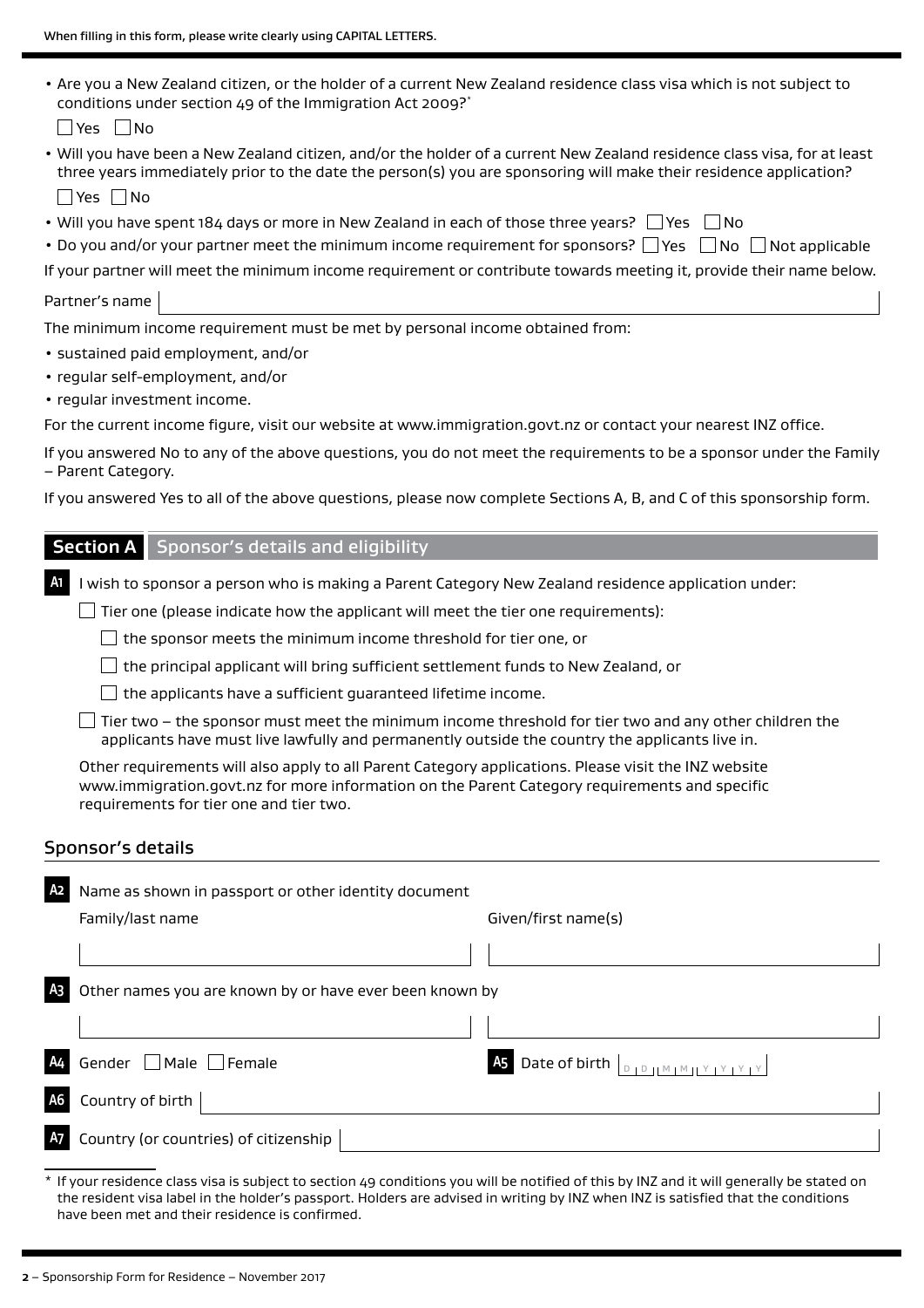When filling in this form, please write clearly using CAPITAL LETTERS.

- Are you a New Zealand citizen, or the holder of a current New Zealand residence class visa which is not subject to conditions under section 49 of the Immigration Act 2009?*

  ☐ Yes ☐ No

- Will you have been a New Zealand citizen, and/or the holder of a current New Zealand residence class visa, for at least three years immediately prior to the date the person(s) you are sponsoring will make their residence application?

  ☐ Yes ☐ No

- Will you have spent 184 days or more in New Zealand in each of those three years? ☐ Yes ☐ No
- Do you and/or your partner meet the minimum income requirement for sponsors? ☐ Yes ☐ No ☐ Not applicable

If your partner will meet the minimum income requirement or contribute towards meeting it, provide their name below.

Partner's name

The minimum income requirement must be met by personal income obtained from:

- sustained paid employment, and/or
- regular self-employment, and/or
- regular investment income.

For the current income figure, visit our website at www.immigration.govt.nz or contact your nearest INZ office.

If you answered No to any of the above questions, you do not meet the requirements to be a sponsor under the Family – Parent Category.

If you answered Yes to all of the above questions, please now complete Sections A, B, and C of this sponsorship form.

## Section A Sponsor's details and eligibility

**A1** I wish to sponsor a person who is making a Parent Category New Zealand residence application under:

☐ Tier one (please indicate how the applicant will meet the tier one requirements):

  ☐ the sponsor meets the minimum income threshold for tier one, or

  ☐ the principal applicant will bring sufficient settlement funds to New Zealand, or

  ☐ the applicants have a sufficient guaranteed lifetime income.

☐ Tier two – the sponsor must meet the minimum income threshold for tier two and any other children the applicants have must live lawfully and permanently outside the country the applicants live in.

Other requirements will also apply to all Parent Category applications. Please visit the INZ website www.immigration.govt.nz for more information on the Parent Category requirements and specific requirements for tier one and tier two.

### Sponsor's details

**A2** Name as shown in passport or other identity document

Family/last name

Given/first name(s)

**A3** Other names you are known by or have ever been known by

**A4** Gender ☐ Male ☐ Female

**A5** Date of birth D D M M Y Y Y Y

**A6** Country of birth

**A7** Country (or countries) of citizenship

\* If your residence class visa is subject to section 49 conditions you will be notified of this by INZ and it will generally be stated on the resident visa label in the holder's passport. Holders are advised in writing by INZ when INZ is satisfied that the conditions have been met and their residence is confirmed.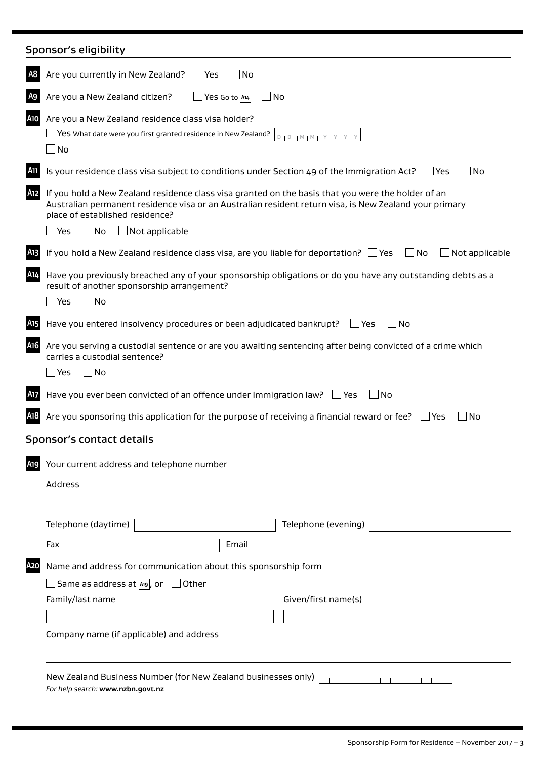## Sponsor's eligibility

**A8** Are you currently in New Zealand? ☐ Yes ☐ No

**A9** Are you a New Zealand citizen? ☐ Yes Go to **A14** ☐ No

**A10** Are you a New Zealand residence class visa holder?

☐ Yes What date were you first granted residence in New Zealand? D D M M Y Y Y Y

☐ No

**A11** Is your residence class visa subject to conditions under Section 49 of the Immigration Act? ☐ Yes ☐ No

**A12** If you hold a New Zealand residence class visa granted on the basis that you were the holder of an Australian permanent residence visa or an Australian resident return visa, is New Zealand your primary place of established residence?

☐ Yes ☐ No ☐ Not applicable

**A13** If you hold a New Zealand residence class visa, are you liable for deportation? ☐ Yes ☐ No ☐ Not applicable

**A14** Have you previously breached any of your sponsorship obligations or do you have any outstanding debts as a result of another sponsorship arrangement?

☐ Yes ☐ No

**A15** Have you entered insolvency procedures or been adjudicated bankrupt? ☐ Yes ☐ No

**A16** Are you serving a custodial sentence or are you awaiting sentencing after being convicted of a crime which carries a custodial sentence?

☐ Yes ☐ No

**A17** Have you ever been convicted of an offence under Immigration law? ☐ Yes ☐ No

**A18** Are you sponsoring this application for the purpose of receiving a financial reward or fee? ☐ Yes ☐ No

## Sponsor's contact details

**A19** Your current address and telephone number

Address

Telephone (daytime) Telephone (evening)

Fax Email

**A20** Name and address for communication about this sponsorship form

☐ Same as address at **A19**, or ☐ Other

Family/last name Given/first name(s)

Company name (if applicable) and address

New Zealand Business Number (for New Zealand businesses only)

*For help search:* **www.nzbn.govt.nz**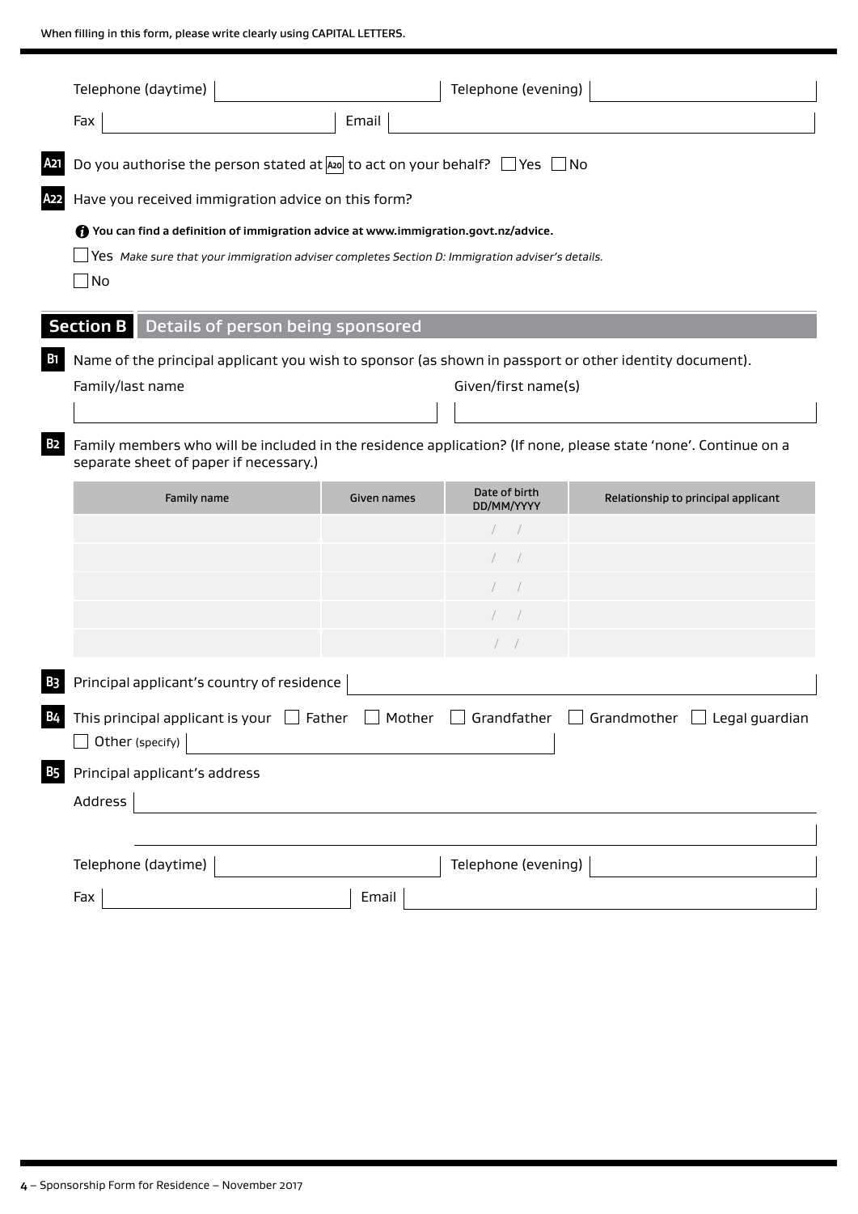When filling in this form, please write clearly using CAPITAL LETTERS.

Telephone (daytime) ______________ Telephone (evening) ______________

Fax ______________ Email ______________

**A21** Do you authorise the person stated at **A20** to act on your behalf? ☐ Yes ☐ No

**A22** Have you received immigration advice on this form?

**You can find a definition of immigration advice at www.immigration.govt.nz/advice.**

☐ Yes *Make sure that your immigration adviser completes Section D: Immigration adviser's details.*

☐ No

## Section B Details of person being sponsored

**B1** Name of the principal applicant you wish to sponsor (as shown in passport or other identity document).

Family/last name ______________ Given/first name(s) ______________

**B2** Family members who will be included in the residence application? (If none, please state 'none'. Continue on a separate sheet of paper if necessary.)

| Family name | Given names | Date of birth DD/MM/YYYY | Relationship to principal applicant |
|---|---|---|---|
| | | / / | |
| | | / / | |
| | | / / | |
| | | / / | |
| | | / / | |

**B3** Principal applicant's country of residence ______________

**B4** This principal applicant is your ☐ Father ☐ Mother ☐ Grandfather ☐ Grandmother ☐ Legal guardian

☐ Other (specify) ______________

**B5** Principal applicant's address

Address ______________

Telephone (daytime) ______________ Telephone (evening) ______________

Fax ______________ Email ______________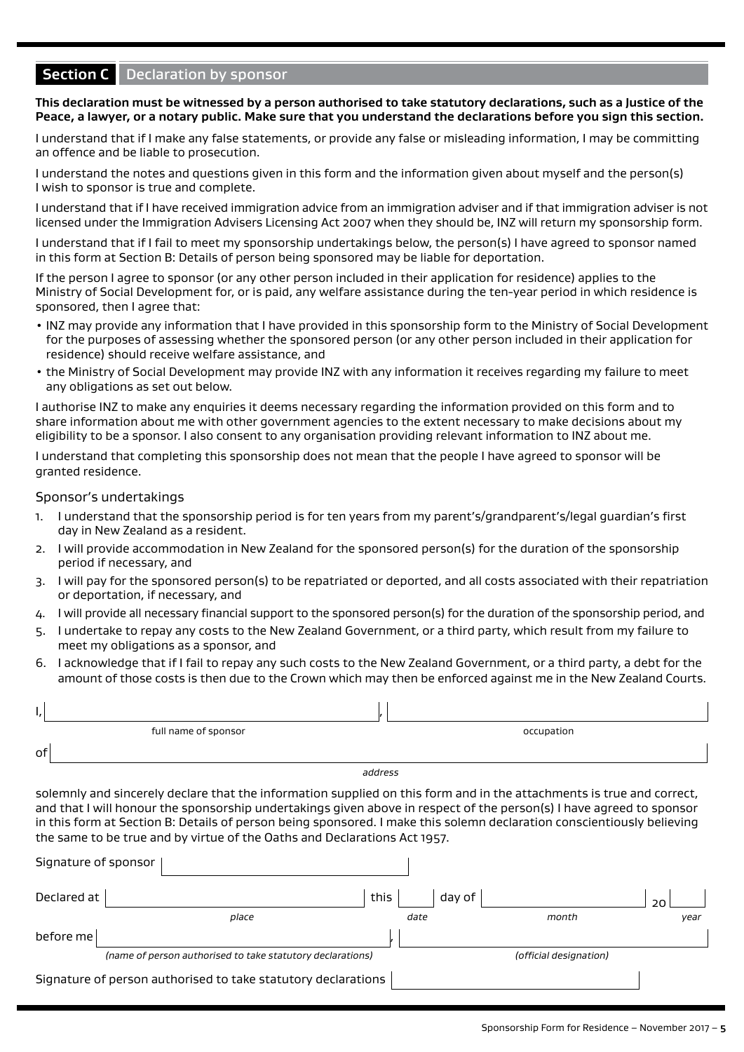## Section C Declaration by sponsor

**This declaration must be witnessed by a person authorised to take statutory declarations, such as a Justice of the Peace, a lawyer, or a notary public. Make sure that you understand the declarations before you sign this section.**

I understand that if I make any false statements, or provide any false or misleading information, I may be committing an offence and be liable to prosecution.

I understand the notes and questions given in this form and the information given about myself and the person(s) I wish to sponsor is true and complete.

I understand that if I have received immigration advice from an immigration adviser and if that immigration adviser is not licensed under the Immigration Advisers Licensing Act 2007 when they should be, INZ will return my sponsorship form.

I understand that if I fail to meet my sponsorship undertakings below, the person(s) I have agreed to sponsor named in this form at Section B: Details of person being sponsored may be liable for deportation.

If the person I agree to sponsor (or any other person included in their application for residence) applies to the Ministry of Social Development for, or is paid, any welfare assistance during the ten-year period in which residence is sponsored, then I agree that:

- INZ may provide any information that I have provided in this sponsorship form to the Ministry of Social Development for the purposes of assessing whether the sponsored person (or any other person included in their application for residence) should receive welfare assistance, and
- the Ministry of Social Development may provide INZ with any information it receives regarding my failure to meet any obligations as set out below.

I authorise INZ to make any enquiries it deems necessary regarding the information provided on this form and to share information about me with other government agencies to the extent necessary to make decisions about my eligibility to be a sponsor. I also consent to any organisation providing relevant information to INZ about me.

I understand that completing this sponsorship does not mean that the people I have agreed to sponsor will be granted residence.

### Sponsor's undertakings

1. I understand that the sponsorship period is for ten years from my parent's/grandparent's/legal guardian's first day in New Zealand as a resident.
2. I will provide accommodation in New Zealand for the sponsored person(s) for the duration of the sponsorship period if necessary, and
3. I will pay for the sponsored person(s) to be repatriated or deported, and all costs associated with their repatriation or deportation, if necessary, and
4. I will provide all necessary financial support to the sponsored person(s) for the duration of the sponsorship period, and
5. I undertake to repay any costs to the New Zealand Government, or a third party, which result from my failure to meet my obligations as a sponsor, and
6. I acknowledge that if I fail to repay any such costs to the New Zealand Government, or a third party, a debt for the amount of those costs is then due to the Crown which may then be enforced against me in the New Zealand Courts.

I, ______________________ (full name of sponsor), ______________________ (occupation)

of ______________________________________________ (*address*)

solemnly and sincerely declare that the information supplied on this form and in the attachments is true and correct, and that I will honour the sponsorship undertakings given above in respect of the person(s) I have agreed to sponsor in this form at Section B: Details of person being sponsored. I make this solemn declaration conscientiously believing the same to be true and by virtue of the Oaths and Declarations Act 1957.

Signature of sponsor ______________________

Declared at ______________________ (*place*) this ______ (*date*) day of ______________ (*month*) 20____ (*year*)

before me ______________________ (*(name of person authorised to take statutory declarations)*), ______________________ (*(official designation)*)

Signature of person authorised to take statutory declarations ______________________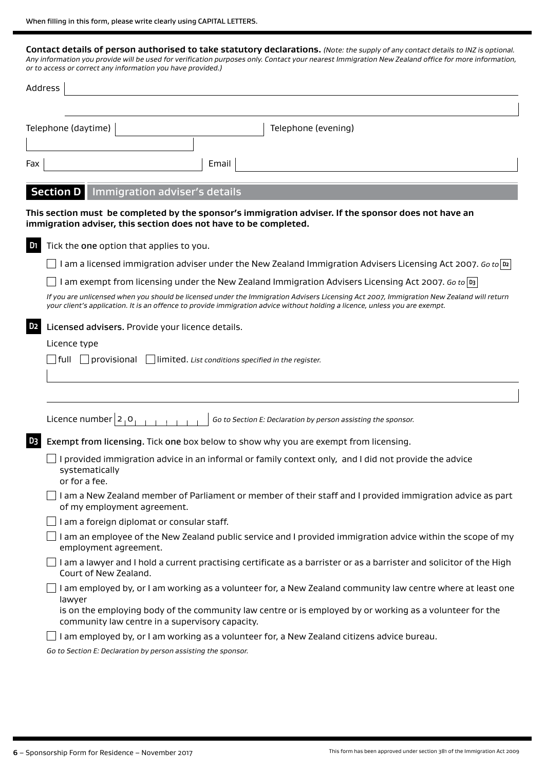When filling in this form, please write clearly using CAPITAL LETTERS.

**Contact details of person authorised to take statutory declarations.** *(Note: the supply of any contact details to INZ is optional. Any information you provide will be used for verification purposes only. Contact your nearest Immigration New Zealand office for more information, or to access or correct any information you have provided.)*

Address

Telephone (daytime) | Telephone (evening)

Fax | Email

## Section D Immigration adviser's details

**This section must be completed by the sponsor's immigration adviser. If the sponsor does not have an immigration adviser, this section does not have to be completed.**

**D1** Tick the **one** option that applies to you.

- ☐ I am a licensed immigration adviser under the New Zealand Immigration Advisers Licensing Act 2007. *Go to* **D2**
- ☐ I am exempt from licensing under the New Zealand Immigration Advisers Licensing Act 2007. *Go to* **D3**

*If you are unlicensed when you should be licensed under the Immigration Advisers Licensing Act 2007, Immigration New Zealand will return your client's application. It is an offence to provide immigration advice without holding a licence, unless you are exempt.*

**D2** **Licensed advisers.** Provide your licence details.

Licence type

☐ full ☐ provisional ☐ limited. *List conditions specified in the register.*

Licence number 2 0 *Go to Section E: Declaration by person assisting the sponsor.*

**D3** **Exempt from licensing.** Tick **one** box below to show why you are exempt from licensing.

- ☐ I provided immigration advice in an informal or family context only, and I did not provide the advice systematically or for a fee.
- ☐ I am a New Zealand member of Parliament or member of their staff and I provided immigration advice as part of my employment agreement.
- ☐ I am a foreign diplomat or consular staff.
- ☐ I am an employee of the New Zealand public service and I provided immigration advice within the scope of my employment agreement.
- ☐ I am a lawyer and I hold a current practising certificate as a barrister or as a barrister and solicitor of the High Court of New Zealand.
- ☐ I am employed by, or I am working as a volunteer for, a New Zealand community law centre where at least one lawyer is on the employing body of the community law centre or is employed by or working as a volunteer for the community law centre in a supervisory capacity.
- ☐ I am employed by, or I am working as a volunteer for, a New Zealand citizens advice bureau.

*Go to Section E: Declaration by person assisting the sponsor.*

This form has been approved under section 381 of the Immigration Act 2009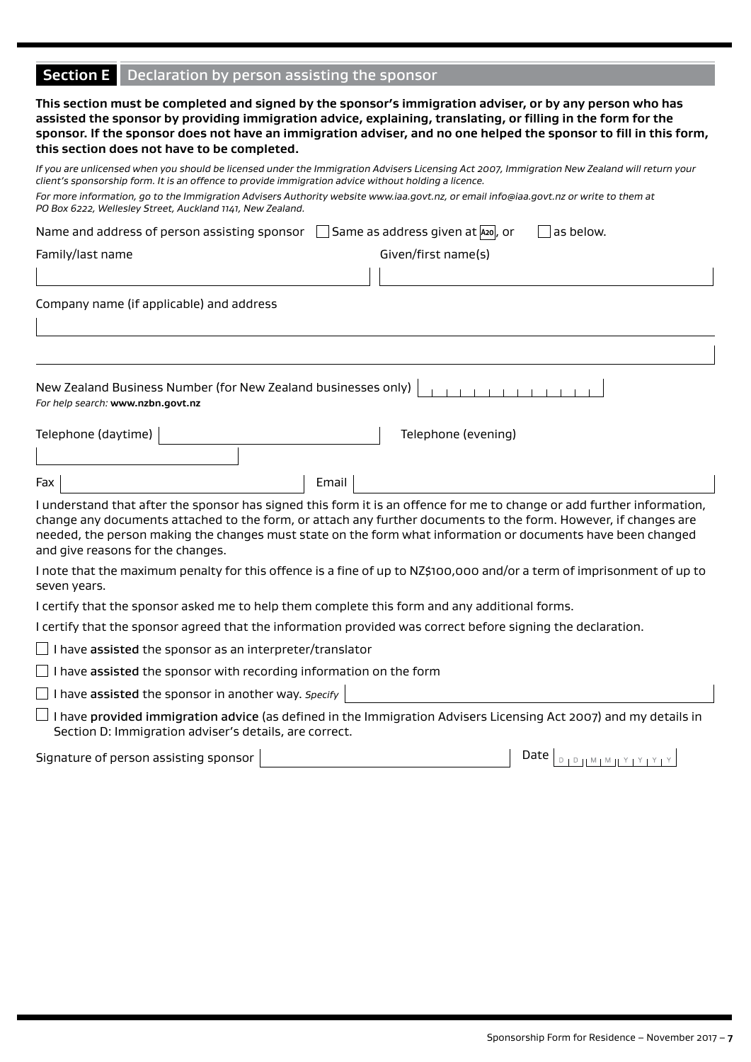## Section E Declaration by person assisting the sponsor

**This section must be completed and signed by the sponsor's immigration adviser, or by any person who has assisted the sponsor by providing immigration advice, explaining, translating, or filling in the form for the sponsor. If the sponsor does not have an immigration adviser, and no one helped the sponsor to fill in this form, this section does not have to be completed.**

*If you are unlicensed when you should be licensed under the Immigration Advisers Licensing Act 2007, Immigration New Zealand will return your client's sponsorship form. It is an offence to provide immigration advice without holding a licence.*

*For more information, go to the Immigration Advisers Authority website www.iaa.govt.nz, or email info@iaa.govt.nz or write to them at PO Box 6222, Wellesley Street, Auckland 1141, New Zealand.*

Name and address of person assisting sponsor ☐ Same as address given at A20, or ☐ as below.

Family/last name

Given/first name(s)

Company name (if applicable) and address

New Zealand Business Number (for New Zealand businesses only)

*For help search:* **www.nzbn.govt.nz**

Telephone (daytime)

Telephone (evening)

Fax

Email

I understand that after the sponsor has signed this form it is an offence for me to change or add further information, change any documents attached to the form, or attach any further documents to the form. However, if changes are needed, the person making the changes must state on the form what information or documents have been changed and give reasons for the changes.

I note that the maximum penalty for this offence is a fine of up to NZ$100,000 and/or a term of imprisonment of up to seven years.

I certify that the sponsor asked me to help them complete this form and any additional forms.

I certify that the sponsor agreed that the information provided was correct before signing the declaration.

☐ I have **assisted** the sponsor as an interpreter/translator

☐ I have **assisted** the sponsor with recording information on the form

☐ I have **assisted** the sponsor in another way. *Specify*

☐ I have **provided immigration advice** (as defined in the Immigration Advisers Licensing Act 2007) and my details in Section D: Immigration adviser's details, are correct.

Signature of person assisting sponsor

Date D D M M Y Y Y Y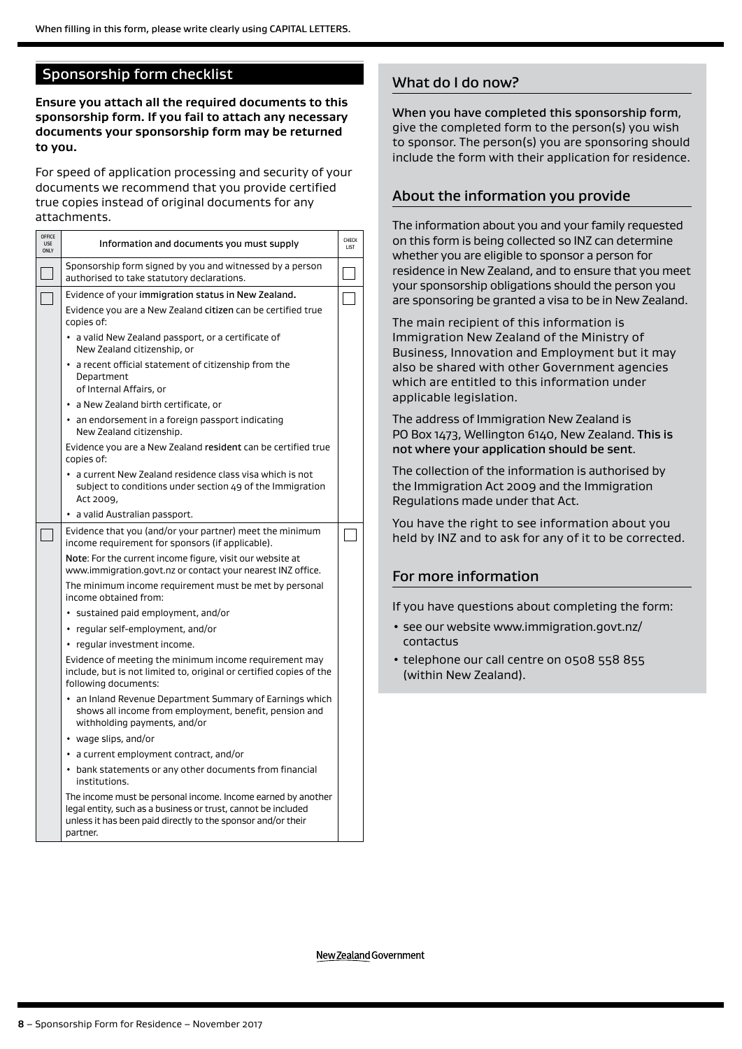When filling in this form, please write clearly using CAPITAL LETTERS.

## Sponsorship form checklist

**Ensure you attach all the required documents to this sponsorship form. If you fail to attach any necessary documents your sponsorship form may be returned to you.**

For speed of application processing and security of your documents we recommend that you provide certified true copies instead of original documents for any attachments.

| OFFICE USE ONLY | Information and documents you must supply | CHECK LIST |
|---|---|---|
| ☐ | Sponsorship form signed by you and witnessed by a person authorised to take statutory declarations. | ☐ |
| ☐ | Evidence of your immigration status in New Zealand.<br>Evidence you are a New Zealand citizen can be certified true copies of:<br>• a valid New Zealand passport, or a certificate of New Zealand citizenship, or<br>• a recent official statement of citizenship from the Department of Internal Affairs, or<br>• a New Zealand birth certificate, or<br>• an endorsement in a foreign passport indicating New Zealand citizenship.<br>Evidence you are a New Zealand resident can be certified true copies of:<br>• a current New Zealand residence class visa which is not subject to conditions under section 49 of the Immigration Act 2009,<br>• a valid Australian passport. | ☐ |
| ☐ | Evidence that you (and/or your partner) meet the minimum income requirement for sponsors (if applicable).<br>Note: For the current income figure, visit our website at www.immigration.govt.nz or contact your nearest INZ office.<br>The minimum income requirement must be met by personal income obtained from:<br>• sustained paid employment, and/or<br>• regular self-employment, and/or<br>• regular investment income.<br>Evidence of meeting the minimum income requirement may include, but is not limited to, original or certified copies of the following documents:<br>• an Inland Revenue Department Summary of Earnings which shows all income from employment, benefit, pension and withholding payments, and/or<br>• wage slips, and/or<br>• a current employment contract, and/or<br>• bank statements or any other documents from financial institutions.<br>The income must be personal income. Income earned by another legal entity, such as a business or trust, cannot be included unless it has been paid directly to the sponsor and/or their partner. | ☐ |

### What do I do now?

When you have completed this sponsorship form, give the completed form to the person(s) you wish to sponsor. The person(s) you are sponsoring should include the form with their application for residence.

### About the information you provide

The information about you and your family requested on this form is being collected so INZ can determine whether you are eligible to sponsor a person for residence in New Zealand, and to ensure that you meet your sponsorship obligations should the person you are sponsoring be granted a visa to be in New Zealand.

The main recipient of this information is Immigration New Zealand of the Ministry of Business, Innovation and Employment but it may also be shared with other Government agencies which are entitled to this information under applicable legislation.

The address of Immigration New Zealand is PO Box 1473, Wellington 6140, New Zealand. This is not where your application should be sent.

The collection of the information is authorised by the Immigration Act 2009 and the Immigration Regulations made under that Act.

You have the right to see information about you held by INZ and to ask for any of it to be corrected.

### For more information

If you have questions about completing the form:

- see our website www.immigration.govt.nz/contactus
- telephone our call centre on 0508 558 855 (within New Zealand).

New Zealand Government